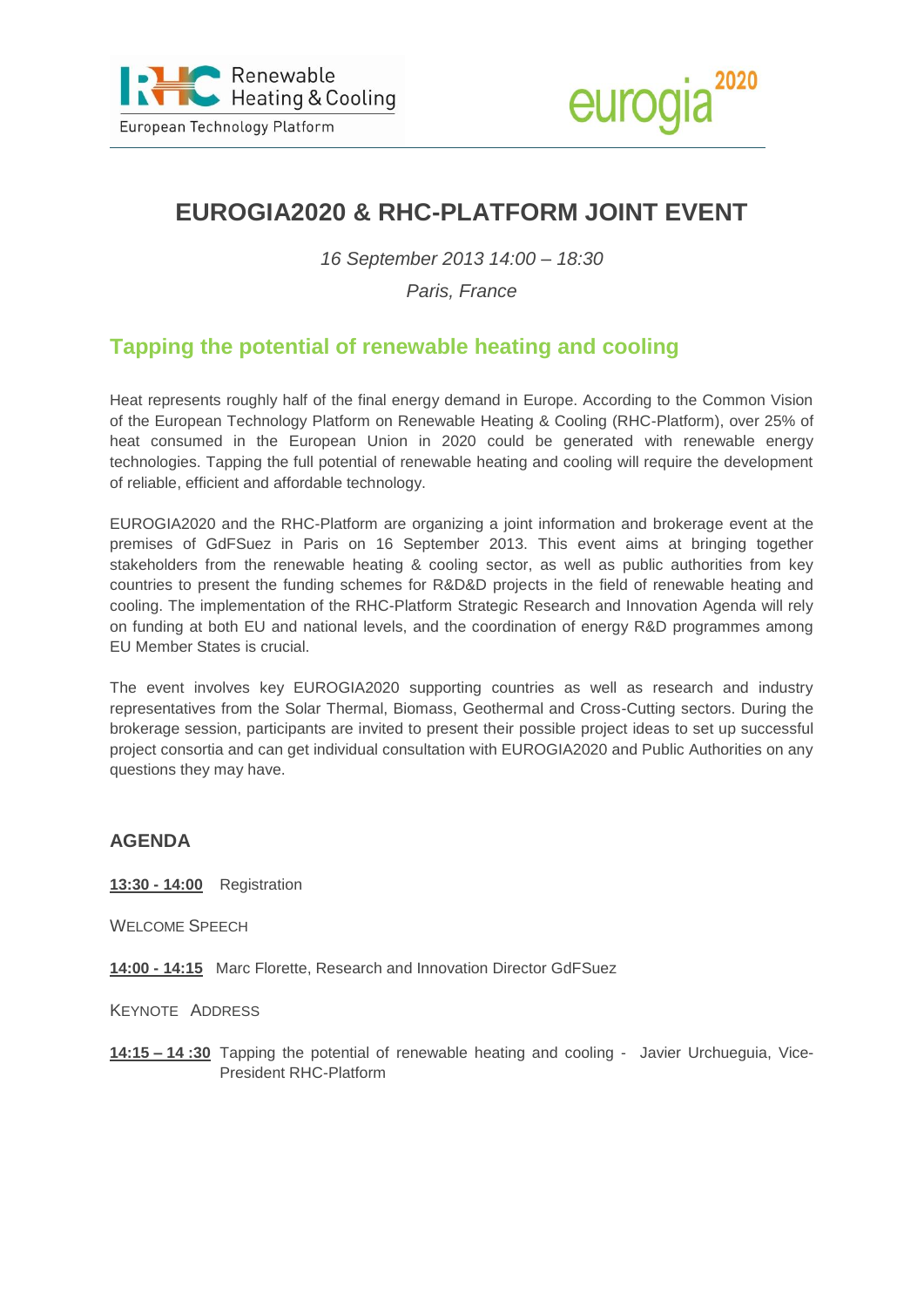# EUROGIA2020 & RHC-PLATFORM JOINT EVENT

*16 September 2013 14:00 – 18:30*

*Paris, France*

## Tapping the potential of renewable heating and cooling

Heat represents roughly half of the final energy demand in Europe. According to the Common Vision of the European Technology Platform on Renewable Heating & Cooling (RHC-Platform), over 25% of heat consumed in the European Union in 2020 could be generated with renewable energy technologies. Tapping the full potential of renewable heating and cooling will require the development of reliable, efficient and affordable technology.

EUROGIA2020 and the RHC-Platform are organizing a joint information and brokerage event at the premises of GdFSuez in Paris on 16 September 2013. This event aims at bringing together stakeholders from the renewable heating & cooling sector, as well as public authorities from key countries to present the funding schemes for R&D&D projects in the field of renewable heating and cooling. The implementation of the RHC-Platform Strategic Research and Innovation Agenda will rely on funding at both EU and national levels, and the coordination of energy R&D programmes among EU Member States is crucial.

The event involves key EUROGIA2020 supporting countries as well as research and industry representatives from the Solar Thermal, Biomass, Geothermal and Cross-Cutting sectors. During the brokerage session, participants are invited to present their possible project ideas to set up successful project consortia and can get individual consultation with EUROGIA2020 and Public Authorities on any questions they may have.

### AGENDA

**13:30 - 14:00** Registration

WELCOME SPEECH

**14:00 - 14:15** Marc Florette, Research and Innovation Director GdFSuez

KEYNOTE ADDRESS

**14:15 – 14 :30** Tapping the potential of renewable heating and cooling - Javier Urchueguia, Vice-President RHC-Platform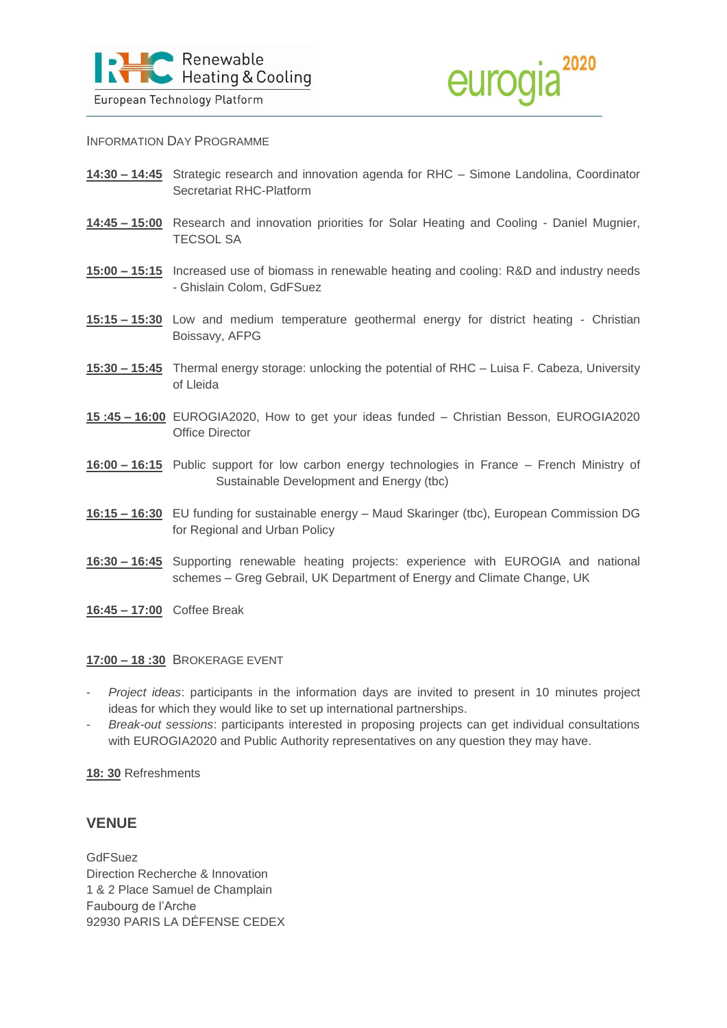Information Day Programme

**14:30 – 14:45** Strategic research and innovation agenda for RHC – Simone Landolina, Coordinator Secretariat RHC-Platform

**14:45 – 15:00** Research and innovation priorities for Solar Heating and Cooling - Daniel Mugnier, TECSOL SA

**15:00 – 15:15** Increased use of biomass in renewable heating and cooling: R&D and industry needs - Ghislain Colom, GdFSuez

**15:15 – 15:30** Low and medium temperature geothermal energy for district heating - Christian Boissavy, AFPG

**15:30 – 15:45** Thermal energy storage: unlocking the potential of RHC – Luisa F. Cabeza, University of Lleida

**15 :45 – 16:00** EUROGIA2020, How to get your ideas funded – Christian Besson, EUROGIA2020 Office Director

**16:00 – 16:15** Public support for low carbon energy technologies in France – French Ministry of Sustainable Development and Energy (tbc)

**16:15 – 16:30** EU funding for sustainable energy – Maud Skaringer (tbc), European Commission DG for Regional and Urban Policy

**16:30 – 16:45** Supporting renewable heating projects: experience with EUROGIA and national schemes – Greg Gebrail, UK Department of Energy and Climate Change, UK

**16:45 – 17:00** Coffee Break

**17:00 – 18 :30** Brokerage Event

- *Project ideas*: participants in the information days are invited to present in 10 minutes project ideas for which they would like to set up international partnerships.
- *Break-out sessions*: participants interested in proposing projects can get individual consultations with EUROGIA2020 and Public Authority representatives on any question they may have.

**18: 30** Refreshments

## VENUE

GdFSuez
Direction Recherche & Innovation
1 & 2 Place Samuel de Champlain
Faubourg de l'Arche
92930 PARIS LA DÉFENSE CEDEX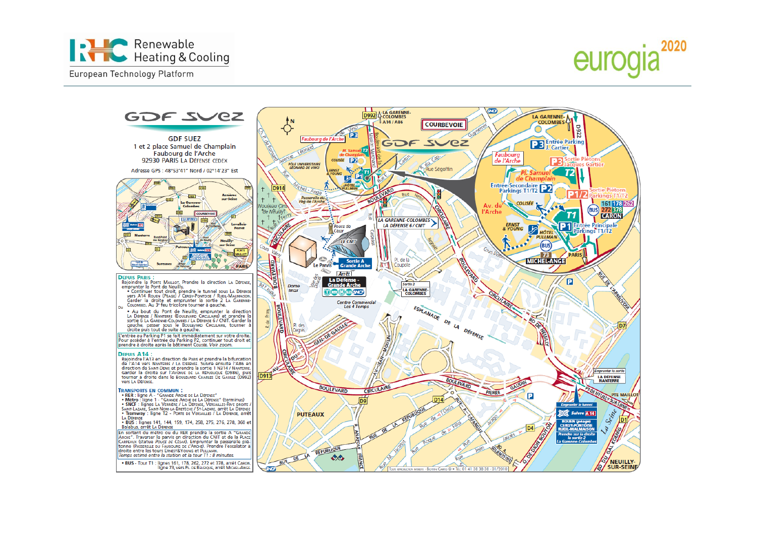Renewable Heating & Cooling

European Technology Platform

eurogia 2020

## GDF SUEZ

**GDF SUEZ**
1 et 2 place Samuel de Champlain
Faubourg de l'Arche
92930 PARIS LA DÉFENSE CEDEX

Adresse GPS : 48°53'41" Nord / 02°14'23" Est

### DEPUIS PARIS :

Rejoindre la PORTE MAILLOT. Prendre la direction LA DÉFENSE, emprunter le Pont de Neuilly.

- Continuer tout droit, prendre le tunnel sous LA DÉFENSE vers A14 ROUEN (PÉAGE) / CERGY-PONTOISE / RUEIL-MALMAISON. Garder la droite et emprunter la sortie 2 LA GARENNE-COLOMBES. Au 3e feu tricolore tourner à gauche.

Ou

- Au bout du Pont de Neuilly, emprunter la direction LA DÉFENSE / NANTERRE (BOULEVARD CIRCULAIRE) et prendre la sortie 6 LA GARENNE-COLOMBES / LA DÉFENSE 6 / CNIT. Garder la gauche, passer sous le BOULEVARD CIRCULAIRE, tourner à droite puis tout de suite à gauche.

L'entrée au Parking P1 se fait immédiatement sur votre droite. Pour accéder à l'entrée du Parking P2, continuer tout droit et prendre à droite après le bâtiment Cousée. Voir zoom.

### DEPUIS A14 :

Rejoindre l'A13 en direction de PARIS et prendre la bifurcation de l'A14 vers NANTERRE / LA DÉFENSE. Suivre ensuite l'A86 en direction de SAINT-DENIS et prendre la sortie 1 N314 / NANTERRE. Garder la droite sur l'AVENUE DE LA RÉPUBLIQUE (D986), puis tourner à droite dans le BOULEVARD CHARLES DE GAULLE (D992) vers LA DÉFENSE.

### TRANSPORTS EN COMMUN :

- **RER** : ligne A - "GRANDE ARCHE DE LA DÉFENSE"
- **Métro** : ligne 1 - "GRANDE ARCHE DE LA DÉFENSE" (terminus)
- **SNCF** : lignes LA VERRIÈRE / LA DÉFENSE, VERSAILLES-RIVE DROITE / SAINT-LAZARE, SAINT-NOM-LA-BRETÈCHE / ST-LAZARE, arrêt LA DÉFENSE
- **Tramway** : ligne T2 - PORTE DE VERSAILLES / LA DÉFENSE, arrêt LA DÉFENSE
- **BUS** : lignes 141, 144, 159, 174, 258, 275, 276, 278, 360 et Balabus, arrêt LA DÉFENSE

En sortant du métro ou du RER prendre la sortie A "GRANDE ARCHE". Traverser le parvis en direction du CNIT et de la PLACE CARPEAUX (statue POUCE DE CÉSAR). Emprunter la passerelle piétonne (PASSERELLE DU FAUBOURG DE L'ARCHE). Prendre l'escalator à droite entre les tours ERNST&YOUNG et PULLMAN.
*Temps estimé entre la station et la tour T1 : 8 minutes.*

- **BUS** - Tour T1 : lignes 161, 178, 262, 272 et 378, arrêt CARON. ligne 73, vers PL. DE BELGIQUE, arrêt MICHEL-ANGE.

Toute reproduction interdite - Bottin Cartographes © - Tél. : 01 41 38 38 38 - 01/2010